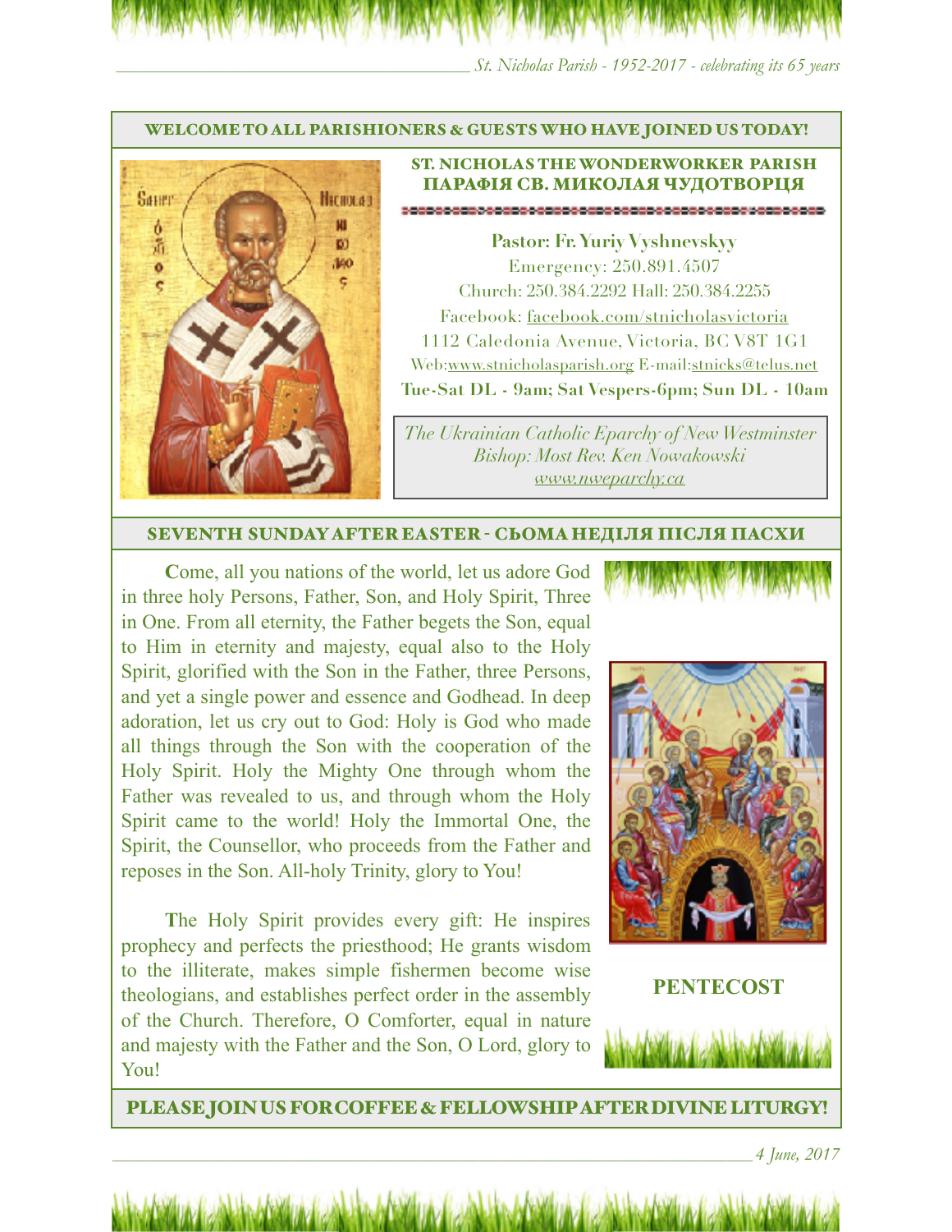## WELCOME TO ALL PARISHIONERS & GUESTS WHO HAVE JOINED US TODAY!

### ST. NICHOLAS THE WONDERWORKER PARISH
### ПАРАФІЯ СВ. МИКОЛАЯ ЧУДОТВОРЦЯ

**Pastor: Fr. Yuriy Vyshnevskyy**
Emergency: 250.891.4507
Church: 250.384.2292 Hall: 250.384.2255
Facebook: facebook.com/stnicholasvictoria
1112 Caledonia Avenue, Victoria, BC V8T 1G1
Web:www.stnicholasparish.org E-mail:stnicks@telus.net
**Tue-Sat DL - 9am; Sat Vespers-6pm; Sun DL - 10am**

*The Ukrainian Catholic Eparchy of New Westminster*
*Bishop: Most Rev. Ken Nowakowski*
*www.nweparchy.ca*

## SEVENTH SUNDAY AFTER EASTER - СЬОМА НЕДІЛЯ ПІСЛЯ ПАСХИ

**C**ome, all you nations of the world, let us adore God in three holy Persons, Father, Son, and Holy Spirit, Three in One. From all eternity, the Father begets the Son, equal to Him in eternity and majesty, equal also to the Holy Spirit, glorified with the Son in the Father, three Persons, and yet a single power and essence and Godhead. In deep adoration, let us cry out to God: Holy is God who made all things through the Son with the cooperation of the Holy Spirit. Holy the Mighty One through whom the Father was revealed to us, and through whom the Holy Spirit came to the world! Holy the Immortal One, the Spirit, the Counsellor, who proceeds from the Father and reposes in the Son. All-holy Trinity, glory to You!

**T**he Holy Spirit provides every gift: He inspires prophecy and perfects the priesthood; He grants wisdom to the illiterate, makes simple fishermen become wise theologians, and establishes perfect order in the assembly of the Church. Therefore, O Comforter, equal in nature and majesty with the Father and the Son, O Lord, glory to You!

**PENTECOST**

## PLEASE JOIN US FOR COFFEE & FELLOWSHIP AFTER DIVINE LITURGY!

*4 June, 2017*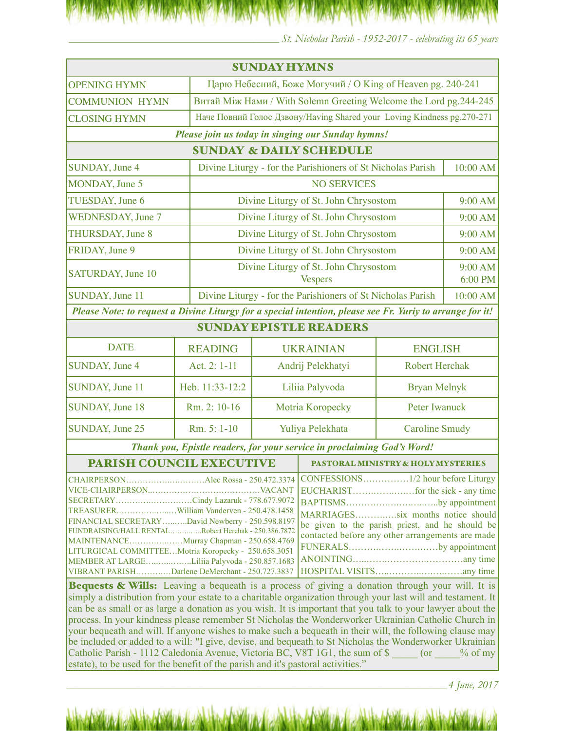## SUNDAY HYMNS

| | |
|---|---|
| OPENING HYMN | Царю Небесний, Боже Могучий / O King of Heaven pg. 240-241 |
| COMMUNION HYMN | Витай Між Нами / With Solemn Greeting Welcome the Lord pg.244-245 |
| CLOSING HYMN | Наче Повний Голос Дзвону/Having Shared your Loving Kindness pg.270-271 |

*Please join us today in singing our Sunday hymns!*

## SUNDAY & DAILY SCHEDULE

| | | |
|---|---|---|
| SUNDAY, June 4 | Divine Liturgy - for the Parishioners of St Nicholas Parish | 10:00 AM |
| MONDAY, June 5 | NO SERVICES | |
| TUESDAY, June 6 | Divine Liturgy of St. John Chrysostom | 9:00 AM |
| WEDNESDAY, June 7 | Divine Liturgy of St. John Chrysostom | 9:00 AM |
| THURSDAY, June 8 | Divine Liturgy of St. John Chrysostom | 9:00 AM |
| FRIDAY, June 9 | Divine Liturgy of St. John Chrysostom | 9:00 AM |
| SATURDAY, June 10 | Divine Liturgy of St. John Chrysostom<br>Vespers | 9:00 AM<br>6:00 PM |
| SUNDAY, June 11 | Divine Liturgy - for the Parishioners of St Nicholas Parish | 10:00 AM |

***Please Note: to request a Divine Liturgy for a special intention, please see Fr. Yuriy to arrange for it!***

## SUNDAY EPISTLE READERS

| DATE | READING | UKRAINIAN | ENGLISH |
|---|---|---|---|
| SUNDAY, June 4 | Act. 2: 1-11 | Andrij Pelekhatyi | Robert Herchak |
| SUNDAY, June 11 | Heb. 11:33-12:2 | Liliia Palyvoda | Bryan Melnyk |
| SUNDAY, June 18 | Rm. 2: 10-16 | Motria Koropecky | Peter Iwanuck |
| SUNDAY, June 25 | Rm. 5: 1-10 | Yuliya Pelekhata | Caroline Smudy |

***Thank you, Epistle readers, for your service in proclaiming God's Word!***

## PARISH COUNCIL EXECUTIVE

CHAIRPERSON……………..………Alec Rossa - 250.472.3374
VICE-CHAIRPERSON..…………………………………VACANT
SECRETARY……………………….Cindy Lazaruk - 778.677.9072
TREASURER.…………..…..…William Vanderven - 250.478.1458
FINANCIAL SECRETARY……..…David Newberry - 250.598.8197
FUNDRAISING/HALL RENTAL…………..Robert Herchak - 250.386.7872
MAINTENANCE…………….…Murray Chapman - 250.658.4769
LITURGICAL COMMITTEE…Motria Koropecky - 250.658.3051
MEMBER AT LARGE……………..Liliia Palyvoda - 250.857.1683
VIBRANT PARISH……….…Darlene DeMerchant - 250.727.3837

## PASTORAL MINISTRY & HOLY MYSTERIES

CONFESSIONS……………1/2 hour before Liturgy
EUCHARIST……………..…for the sick - any time
BAPTISMS…………………………..by appointment
MARRIAGES…………..six months notice should be given to the parish priest, and he should be contacted before any other arrangements are made
FUNERALS……………………….by appointment
ANOINTING……………………………any time
HOSPITAL VISITS…………………………any time

**Bequests & Wills:** Leaving a bequeath is a process of giving a donation through your will. It is simply a distribution from your estate to a charitable organization through your last will and testament. It can be as small or as large a donation as you wish. It is important that you talk to your lawyer about the process. In your kindness please remember St Nicholas the Wonderworker Ukrainian Catholic Church in your bequeath and will. If anyone wishes to make such a bequeath in their will, the following clause may be included or added to a will: "I give, devise, and bequeath to St Nicholas the Wonderworker Ukrainian Catholic Parish - 1112 Caledonia Avenue, Victoria BC, V8T 1G1, the sum of $ _____ (or _____% of my estate), to be used for the benefit of the parish and it's pastoral activities."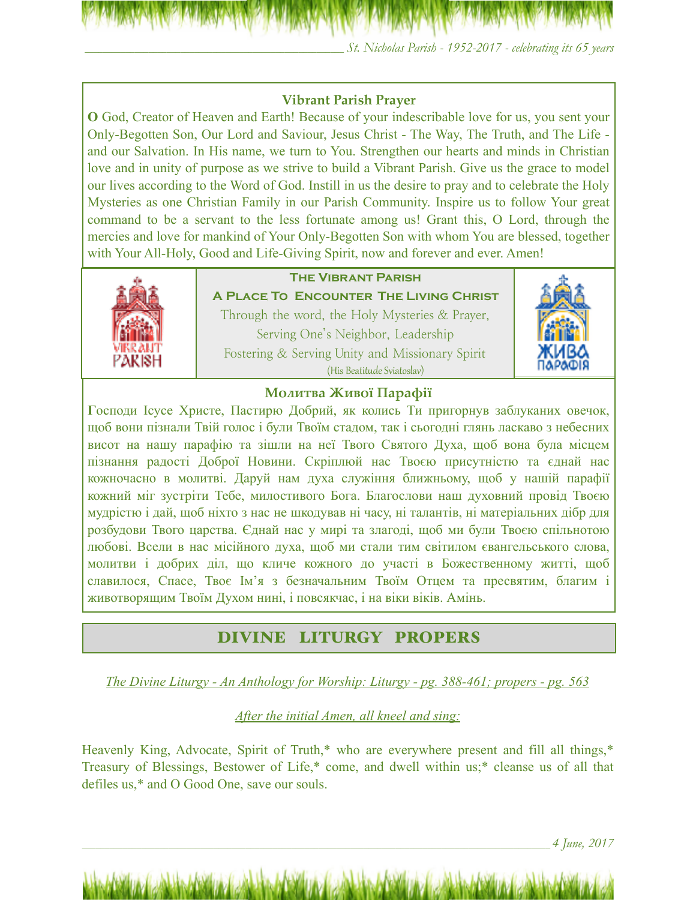### Vibrant Parish Prayer

**O** God, Creator of Heaven and Earth! Because of your indescribable love for us, you sent your Only-Begotten Son, Our Lord and Saviour, Jesus Christ - The Way, The Truth, and The Life - and our Salvation. In His name, we turn to You. Strengthen our hearts and minds in Christian love and in unity of purpose as we strive to build a Vibrant Parish. Give us the grace to model our lives according to the Word of God. Instill in us the desire to pray and to celebrate the Holy Mysteries as one Christian Family in our Parish Community. Inspire us to follow Your great command to be a servant to the less fortunate among us! Grant this, O Lord, through the mercies and love for mankind of Your Only-Begotten Son with whom You are blessed, together with Your All-Holy, Good and Life-Giving Spirit, now and forever and ever. Amen!

VIBRANT PARISH

**THE VIBRANT PARISH**

**A PLACE TO ENCOUNTER THE LIVING CHRIST**

Through the word, the Holy Mysteries & Prayer,
Serving One's Neighbor, Leadership
Fostering & Serving Unity and Missionary Spirit
(His Beatitude Sviatoslav)

ЖИВА ПАРАФІЯ

### Молитва Живої Парафії

**Г**осподи Ісусе Христе, Пастирю Добрий, як колись Ти пригорнув заблуканих овечок, щоб вони пізнали Твій голос і були Твоїм стадом, так і сьогодні глянь ласкаво з небесних висот на нашу парафію та зішли на неї Твого Святого Духа, щоб вона була місцем пізнання радості Доброї Новини. Скріплюй нас Твоєю присутністю та єднай нас кожночасно в молитві. Даруй нам духа служіння ближньому, щоб у нашій парафії кожний міг зустріти Тебе, милостивого Бога. Благослови наш духовний провід Твоєю мудрістю і дай, щоб ніхто з нас не шкодував ні часу, ні талантів, ні матеріальних дібр для розбудови Твого царства. Єднай нас у мирі та злагоді, щоб ми були Твоєю спільнотою любові. Всели в нас місійного духа, щоб ми стали тим світилом євангельського слова, молитви і добрих діл, що кличе кожного до участі в Божественному житті, щоб славилося, Спасе, Твоє Ім'я з безначальним Твоїм Отцем та пресвятим, благим і животворящим Твоїм Духом нині, і повсякчас, і на віки віків. Амінь.

## DIVINE LITURGY PROPERS

*The Divine Liturgy - An Anthology for Worship: Liturgy - pg. 388-461; propers - pg. 563*

*After the initial Amen, all kneel and sing:*

Heavenly King, Advocate, Spirit of Truth,* who are everywhere present and fill all things,* Treasury of Blessings, Bestower of Life,* come, and dwell within us;* cleanse us of all that defiles us,* and O Good One, save our souls.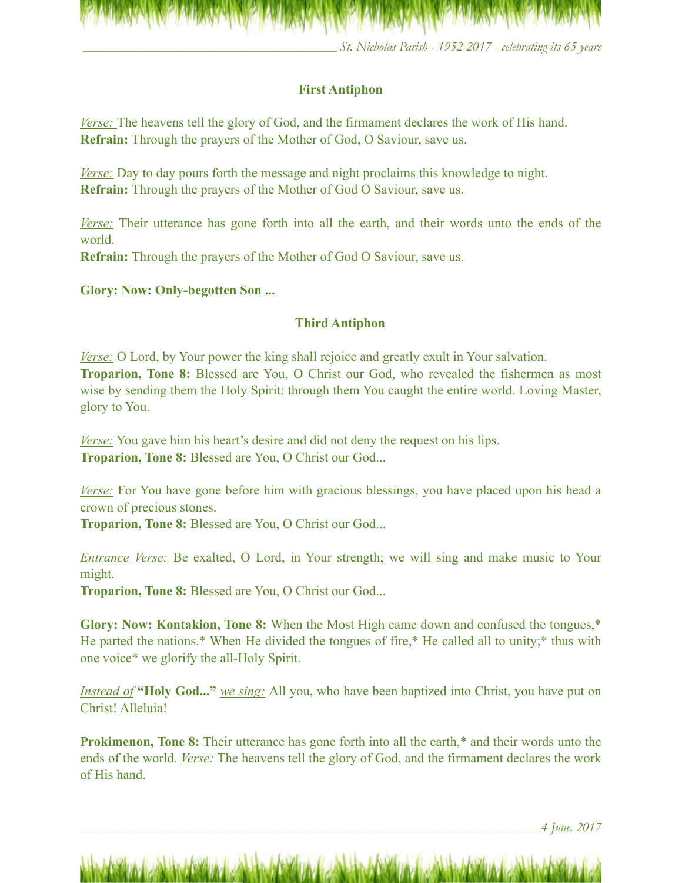### First Antiphon

_Verse:_ The heavens tell the glory of God, and the firmament declares the work of His hand.
**Refrain:** Through the prayers of the Mother of God, O Saviour, save us.

_Verse:_ Day to day pours forth the message and night proclaims this knowledge to night.
**Refrain:** Through the prayers of the Mother of God O Saviour, save us.

_Verse:_ Their utterance has gone forth into all the earth, and their words unto the ends of the world.
**Refrain:** Through the prayers of the Mother of God O Saviour, save us.

**Glory: Now: Only-begotten Son ...**

### Third Antiphon

_Verse:_ O Lord, by Your power the king shall rejoice and greatly exult in Your salvation.
**Troparion, Tone 8:** Blessed are You, O Christ our God, who revealed the fishermen as most wise by sending them the Holy Spirit; through them You caught the entire world. Loving Master, glory to You.

_Verse:_ You gave him his heart's desire and did not deny the request on his lips.
**Troparion, Tone 8:** Blessed are You, O Christ our God...

_Verse:_ For You have gone before him with gracious blessings, you have placed upon his head a crown of precious stones.
**Troparion, Tone 8:** Blessed are You, O Christ our God...

_Entrance Verse:_ Be exalted, O Lord, in Your strength; we will sing and make music to Your might.
**Troparion, Tone 8:** Blessed are You, O Christ our God...

**Glory: Now: Kontakion, Tone 8:** When the Most High came down and confused the tongues,* He parted the nations.* When He divided the tongues of fire,* He called all to unity;* thus with one voice* we glorify the all-Holy Spirit.

_Instead of_ **"Holy God..."** _we sing:_ All you, who have been baptized into Christ, you have put on Christ! Alleluia!

**Prokimenon, Tone 8:** Their utterance has gone forth into all the earth,* and their words unto the ends of the world. _Verse:_ The heavens tell the glory of God, and the firmament declares the work of His hand.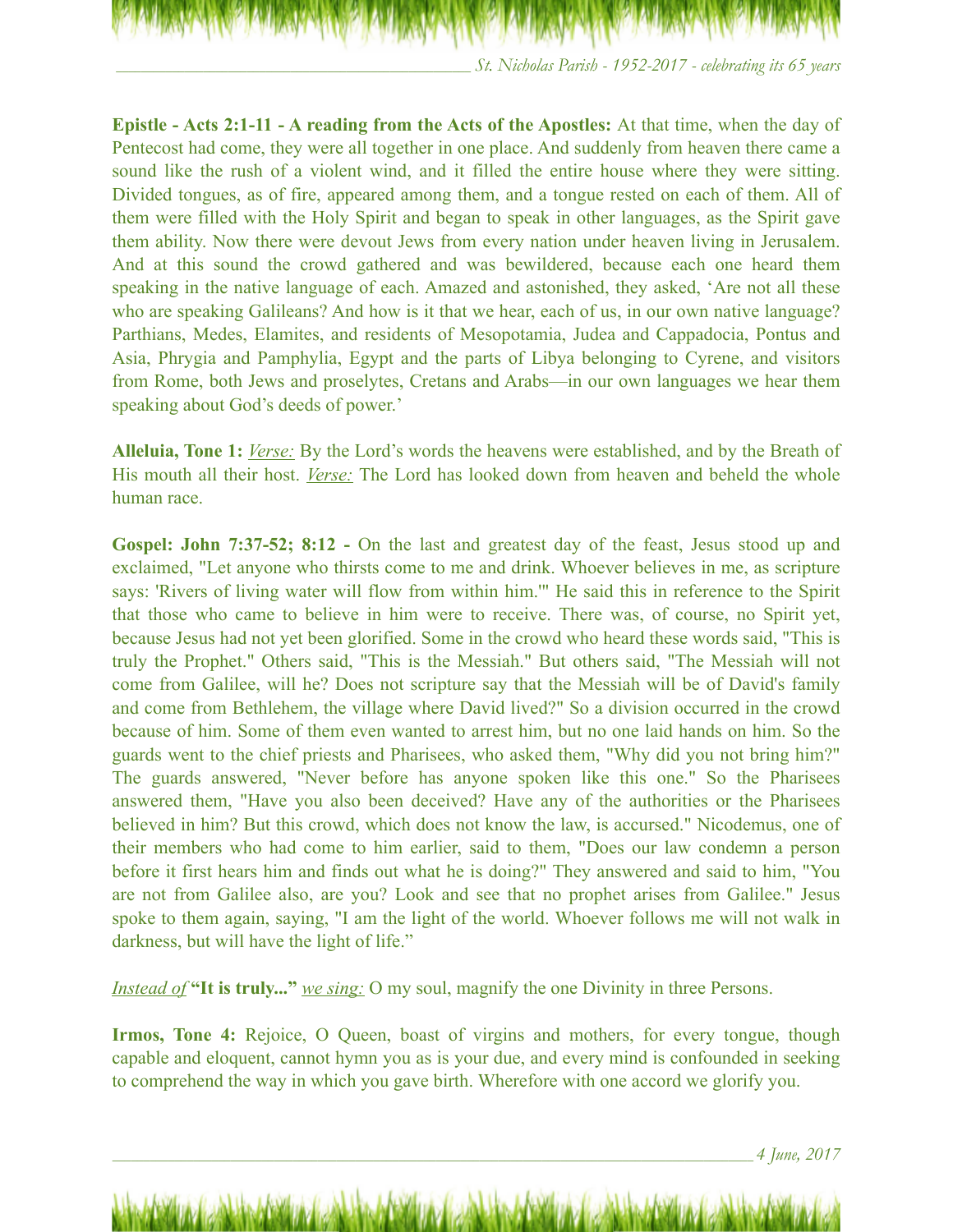**Epistle - Acts 2:1-11 - A reading from the Acts of the Apostles:** At that time, when the day of Pentecost had come, they were all together in one place. And suddenly from heaven there came a sound like the rush of a violent wind, and it filled the entire house where they were sitting. Divided tongues, as of fire, appeared among them, and a tongue rested on each of them. All of them were filled with the Holy Spirit and began to speak in other languages, as the Spirit gave them ability. Now there were devout Jews from every nation under heaven living in Jerusalem. And at this sound the crowd gathered and was bewildered, because each one heard them speaking in the native language of each. Amazed and astonished, they asked, 'Are not all these who are speaking Galileans? And how is it that we hear, each of us, in our own native language? Parthians, Medes, Elamites, and residents of Mesopotamia, Judea and Cappadocia, Pontus and Asia, Phrygia and Pamphylia, Egypt and the parts of Libya belonging to Cyrene, and visitors from Rome, both Jews and proselytes, Cretans and Arabs—in our own languages we hear them speaking about God's deeds of power.'

**Alleluia, Tone 1:** *Verse:* By the Lord's words the heavens were established, and by the Breath of His mouth all their host. *Verse:* The Lord has looked down from heaven and beheld the whole human race.

**Gospel: John 7:37-52; 8:12 -** On the last and greatest day of the feast, Jesus stood up and exclaimed, "Let anyone who thirsts come to me and drink. Whoever believes in me, as scripture says: 'Rivers of living water will flow from within him.'" He said this in reference to the Spirit that those who came to believe in him were to receive. There was, of course, no Spirit yet, because Jesus had not yet been glorified. Some in the crowd who heard these words said, "This is truly the Prophet." Others said, "This is the Messiah." But others said, "The Messiah will not come from Galilee, will he? Does not scripture say that the Messiah will be of David's family and come from Bethlehem, the village where David lived?" So a division occurred in the crowd because of him. Some of them even wanted to arrest him, but no one laid hands on him. So the guards went to the chief priests and Pharisees, who asked them, "Why did you not bring him?" The guards answered, "Never before has anyone spoken like this one." So the Pharisees answered them, "Have you also been deceived? Have any of the authorities or the Pharisees believed in him? But this crowd, which does not know the law, is accursed." Nicodemus, one of their members who had come to him earlier, said to them, "Does our law condemn a person before it first hears him and finds out what he is doing?" They answered and said to him, "You are not from Galilee also, are you? Look and see that no prophet arises from Galilee." Jesus spoke to them again, saying, "I am the light of the world. Whoever follows me will not walk in darkness, but will have the light of life."

*Instead of* **"It is truly..."** *we sing:* O my soul, magnify the one Divinity in three Persons.

**Irmos, Tone 4:** Rejoice, O Queen, boast of virgins and mothers, for every tongue, though capable and eloquent, cannot hymn you as is your due, and every mind is confounded in seeking to comprehend the way in which you gave birth. Wherefore with one accord we glorify you.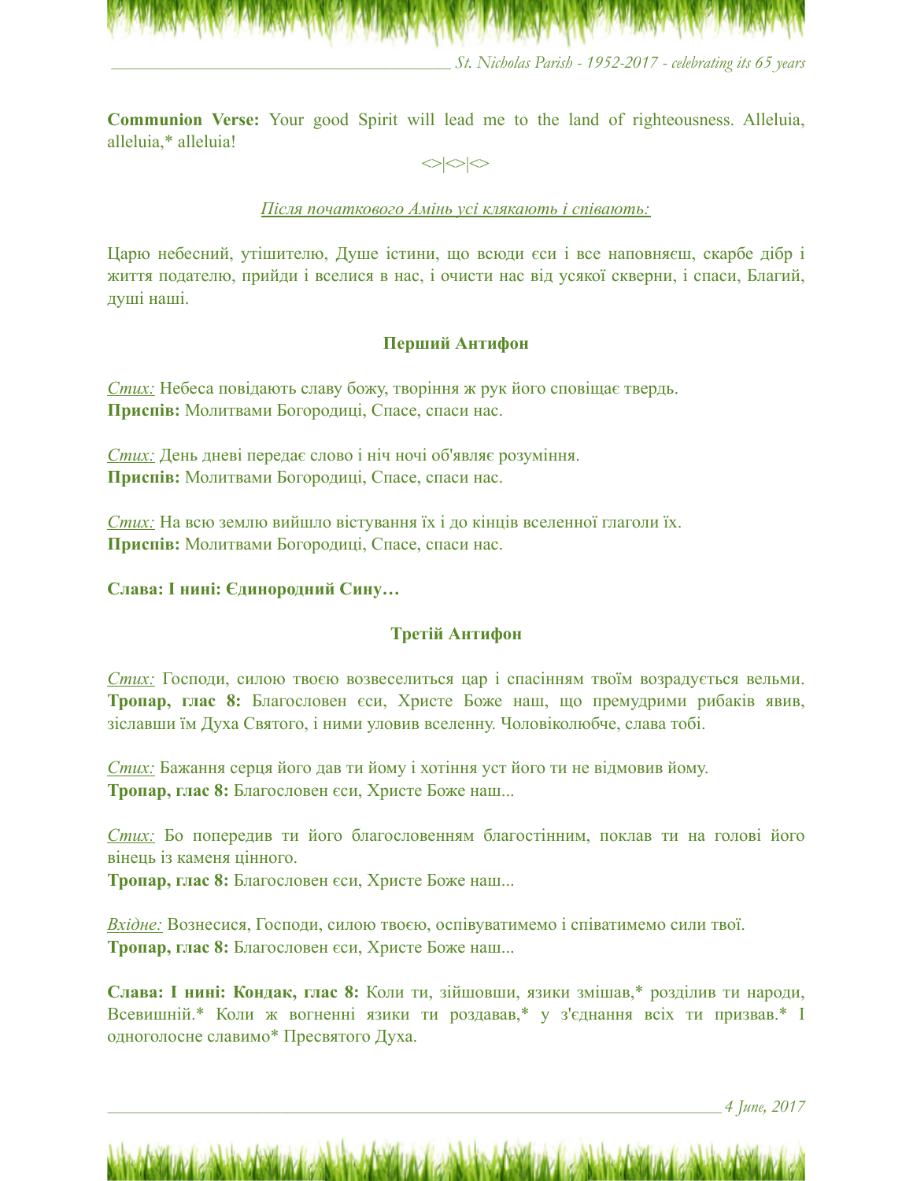**Communion Verse:** Your good Spirit will lead me to the land of righteousness. Alleluia, alleluia,* alleluia!

<>|<>|<>

*Після початкового Амінь усі клякають і співають:*

Царю небесний, утішителю, Душе істини, що всюди єси і все наповняєш, скарбе дібр і життя подателю, прийди і вселися в нас, і очисти нас від усякої скверни, і спаси, Благий, душі наші.

### Перший Антифон

*Стих:* Небеса повідають славу божу, творіння ж рук його сповіщає твердь.
**Приспів:** Молитвами Богородиці, Спасе, спаси нас.

*Стих:* День дневі передає слово і ніч ночі об'являє розуміння.
**Приспів:** Молитвами Богородиці, Спасе, спаси нас.

*Стих:* На всю землю вийшло вістування їх і до кінців вселенної глаголи їх.
**Приспів:** Молитвами Богородиці, Спасе, спаси нас.

**Слава: І нині: Єдинородний Сину…**

### Третій Антифон

*Стих:* Господи, силою твоєю возвеселиться цар і спасінням твоїм возрадується вельми.
**Тропар, глас 8:** Благословен єси, Христе Боже наш, що премудрими рибаків явив, зіславши їм Духа Святого, і ними уловив вселенну. Чоловіколюбче, слава тобі.

*Стих:* Бажання серця його дав ти йому і хотіння уст його ти не відмовив йому.
**Тропар, глас 8:** Благословен єси, Христе Боже наш...

*Стих:* Бо попередив ти його благословенням благостінним, поклав ти на голові його вінець із каменя цінного.
**Тропар, глас 8:** Благословен єси, Христе Боже наш...

*Вхідне:* Вознесися, Господи, силою твоєю, оспівуватимемо і співатимемо сили твої.
**Тропар, глас 8:** Благословен єси, Христе Боже наш...

**Слава: І нині: Кондак, глас 8:** Коли ти, зійшовши, язики змішав,* розділив ти народи, Всевишній.* Коли ж вогненні язики ти роздавав,* у з'єднання всіх ти призвав.* І одноголосне славимо* Пресвятого Духа.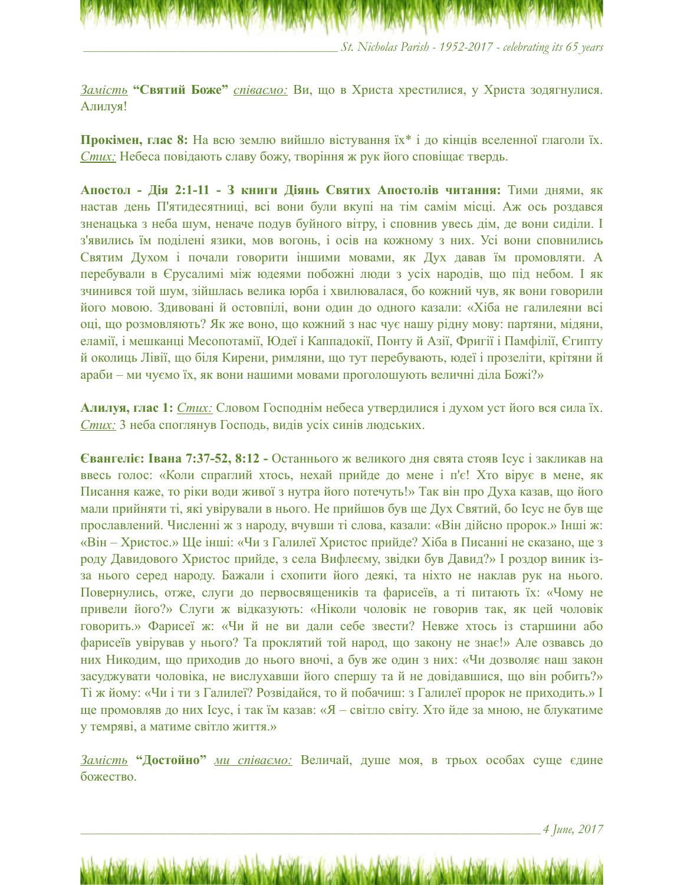*<u>Замість</u>* **"Святий Боже"** *<u>співаємо:</u>* Ви, що в Христа хрестилися, у Христа зодягнулися. Алилуя!

**Прокімен, глас 8:** На всю землю вийшло вістування їх* і до кінців вселенної глаголи їх. *<u>Стих:</u>* Небеса повідають славу божу, творіння ж рук його сповіщає твердь.

**Апостол - Дія 2:1-11 - З книги Діянь Святих Апостолів читання:** Тими днями, як настав день П'ятидесятниці, всі вони були вкупі на тім самім місці. Аж ось роздався зненацька з неба шум, неначе подув буйного вітру, і сповнив увесь дім, де вони сиділи. І з'явились їм поділені язики, мов вогонь, і осів на кожному з них. Усі вони сповнились Святим Духом і почали говорити іншими мовами, як Дух давав їм промовляти. А перебували в Єрусалимі між юдеями побожні люди з усіх народів, що під небом. І як зчинився той шум, зійшлась велика юрба і хвилювалася, бо кожний чув, як вони говорили його мовою. Здивовані й остовпілі, вони один до одного казали: «Хіба не галилеяни всі оці, що розмовляють? Як же воно, що кожний з нас чує нашу рідну мову: партяни, мідяни, еламії, і мешканці Месопотамії, Юдеї і Каппадокії, Понту й Азії, Фригії і Памфілії, Єгипту й околиць Лівії, що біля Кирени, римляни, що тут перебувають, юдеї і прозеліти, крітяни й араби – ми чуємо їх, як вони нашими мовами проголошують величні діла Божі?»

**Алилуя, глас 1:** *<u>Стих:</u>* Словом Господнім небеса утвердилися і духом уст його вся сила їх. *<u>Стих:</u>* З неба споглянув Господь, видів усіх синів людських.

**Євангеліє: Івана 7:37-52, 8:12 -** Останнього ж великого дня свята стояв Ісус і закликав на ввесь голос: «Коли спраглий хтось, нехай прийде до мене і п'є! Хто вірує в мене, як Писання каже, то ріки води живої з нутра його потечуть!» Так він про Духа казав, що його мали прийняти ті, які увірували в нього. Не прийшов був ще Дух Святий, бо Ісус не був ще прославлений. Численні ж з народу, вчувши ті слова, казали: «Він дійсно пророк.» Інші ж: «Він – Христос.» Ще інші: «Чи з Галилеї Христос прийде? Хіба в Писанні не сказано, ще з роду Давидового Христос прийде, з села Вифлеєму, звідки був Давид?» І роздор виник із-за нього серед народу. Бажали і схопити його деякі, та ніхто не наклав рук на нього. Повернулись, отже, слуги до первосвящеників та фарисеїв, а ті питають їх: «Чому не привели його?» Слуги ж відказують: «Ніколи чоловік не говорив так, як цей чоловік говорить.» Фарисеї ж: «Чи й не ви дали себе звести? Невже хтось із старшини або фарисеїв увірував у нього? Та проклятий той народ, що закону не знає!» Але озвавсь до них Никодим, що приходив до нього вночі, а був же один з них: «Чи дозволяє наш закон засуджувати чоловіка, не вислухавши його спершу та й не довідавшися, що він робить?» Ті ж йому: «Чи і ти з Галилеї? Розвідайся, то й побачиш: з Галилеї пророк не приходить.» І ще промовляв до них Ісус, і так їм казав: «Я – світло світу. Хто йде за мною, не блукатиме у темряві, а матиме світло життя.»

*<u>Замість</u>* **"Достойно"** *<u>ми співаємо:</u>* Величай, душе моя, в трьох особах суще єдине божество.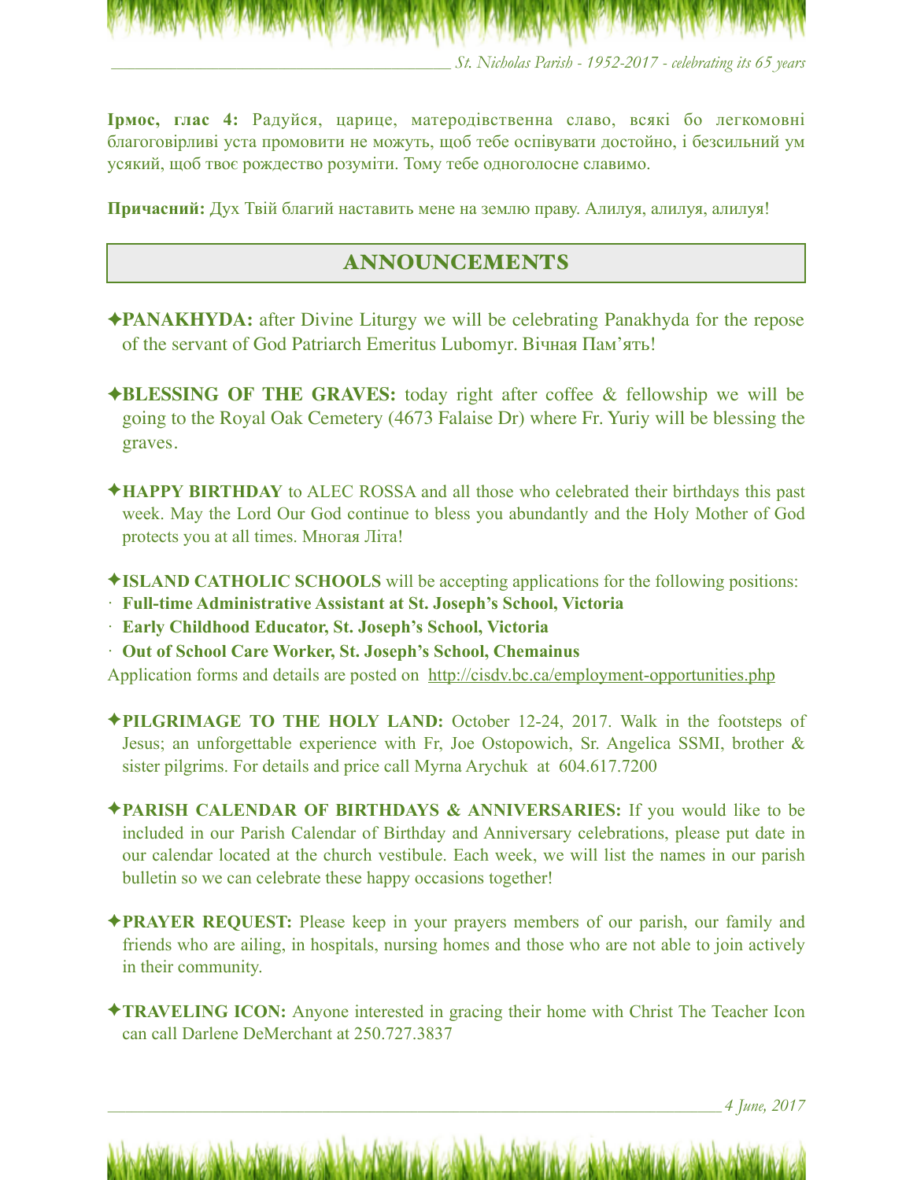**Ірмос, глас 4:** Радуйся, царице, матеродівственна славо, всякі бо легкомовні благоговірливі уста промовити не можуть, щоб тебе оспівувати достойно, і безсильний ум усякий, щоб твоє рождество розуміти. Тому тебе одноголосне славимо.

**Причасний:** Дух Твій благий наставить мене на землю праву. Алилуя, алилуя, алилуя!

## ANNOUNCEMENTS

✦**PANAKHYDA:** after Divine Liturgy we will be celebrating Panakhyda for the repose of the servant of God Patriarch Emeritus Lubomyr. Вічная Пам'ять!

✦**BLESSING OF THE GRAVES:** today right after coffee & fellowship we will be going to the Royal Oak Cemetery (4673 Falaise Dr) where Fr. Yuriy will be blessing the graves.

✦**HAPPY BIRTHDAY** to ALEC ROSSA and all those who celebrated their birthdays this past week. May the Lord Our God continue to bless you abundantly and the Holy Mother of God protects you at all times. Многая Літа!

✦**ISLAND CATHOLIC SCHOOLS** will be accepting applications for the following positions:

- **Full-time Administrative Assistant at St. Joseph's School, Victoria**
- **Early Childhood Educator, St. Joseph's School, Victoria**
- **Out of School Care Worker, St. Joseph's School, Chemainus**

Application forms and details are posted on http://cisdv.bc.ca/employment-opportunities.php

✦**PILGRIMAGE TO THE HOLY LAND:** October 12-24, 2017. Walk in the footsteps of Jesus; an unforgettable experience with Fr, Joe Ostopowich, Sr. Angelica SSMI, brother & sister pilgrims. For details and price call Myrna Arychuk at 604.617.7200

✦**PARISH CALENDAR OF BIRTHDAYS & ANNIVERSARIES:** If you would like to be included in our Parish Calendar of Birthday and Anniversary celebrations, please put date in our calendar located at the church vestibule. Each week, we will list the names in our parish bulletin so we can celebrate these happy occasions together!

✦**PRAYER REQUEST:** Please keep in your prayers members of our parish, our family and friends who are ailing, in hospitals, nursing homes and those who are not able to join actively in their community.

✦**TRAVELING ICON:** Anyone interested in gracing their home with Christ The Teacher Icon can call Darlene DeMerchant at 250.727.3837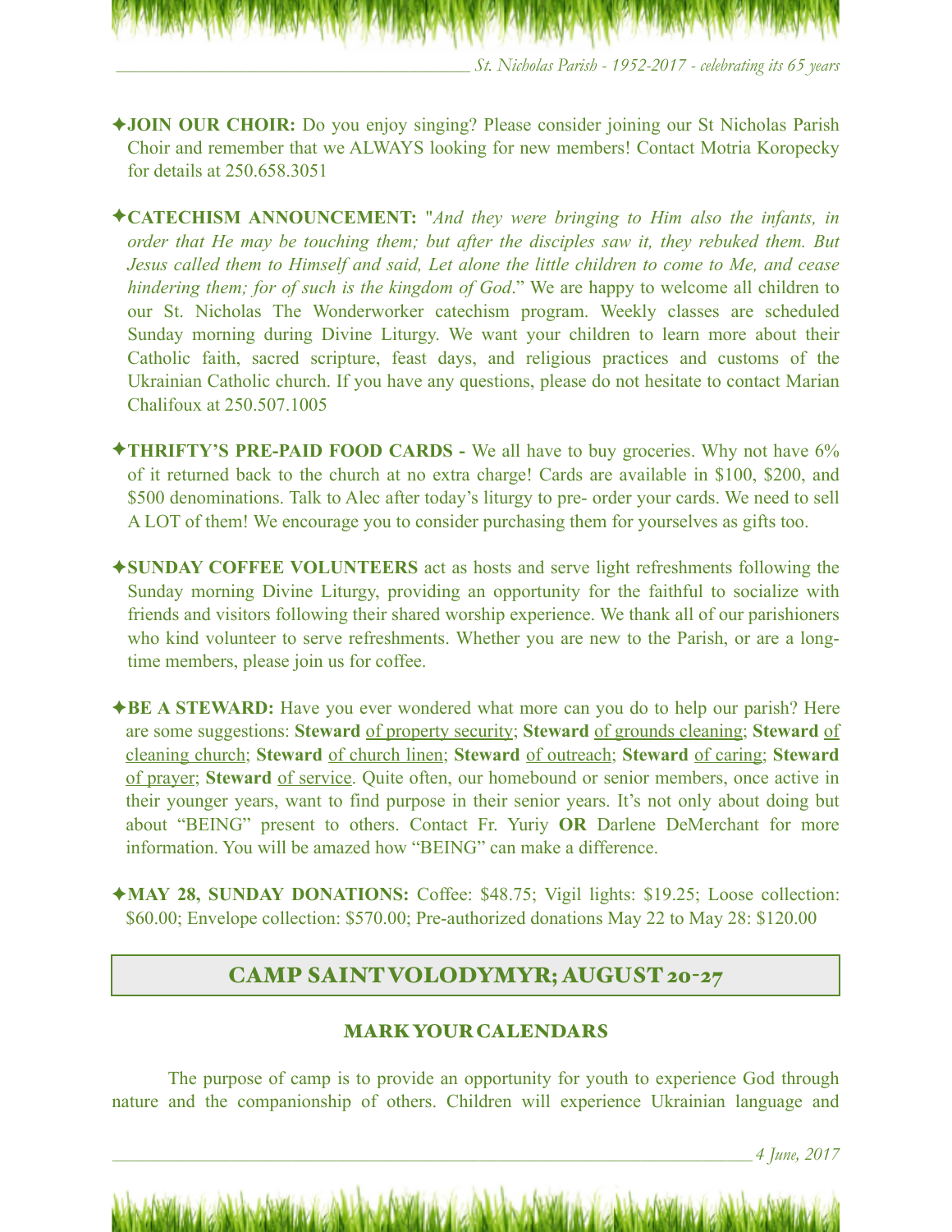✦**JOIN OUR CHOIR:** Do you enjoy singing? Please consider joining our St Nicholas Parish Choir and remember that we ALWAYS looking for new members! Contact Motria Koropecky for details at 250.658.3051

✦**CATECHISM ANNOUNCEMENT:** "*And they were bringing to Him also the infants, in order that He may be touching them; but after the disciples saw it, they rebuked them. But Jesus called them to Himself and said, Let alone the little children to come to Me, and cease hindering them; for of such is the kingdom of God*." We are happy to welcome all children to our St. Nicholas The Wonderworker catechism program. Weekly classes are scheduled Sunday morning during Divine Liturgy. We want your children to learn more about their Catholic faith, sacred scripture, feast days, and religious practices and customs of the Ukrainian Catholic church. If you have any questions, please do not hesitate to contact Marian Chalifoux at 250.507.1005

✦**THRIFTY'S PRE-PAID FOOD CARDS -** We all have to buy groceries. Why not have 6% of it returned back to the church at no extra charge! Cards are available in $100, $200, and $500 denominations. Talk to Alec after today's liturgy to pre- order your cards. We need to sell A LOT of them! We encourage you to consider purchasing them for yourselves as gifts too.

✦**SUNDAY COFFEE VOLUNTEERS** act as hosts and serve light refreshments following the Sunday morning Divine Liturgy, providing an opportunity for the faithful to socialize with friends and visitors following their shared worship experience. We thank all of our parishioners who kind volunteer to serve refreshments. Whether you are new to the Parish, or are a long-time members, please join us for coffee.

✦**BE A STEWARD:** Have you ever wondered what more can you do to help our parish? Here are some suggestions: **Steward** of property security; **Steward** of grounds cleaning; **Steward** of cleaning church; **Steward** of church linen; **Steward** of outreach; **Steward** of caring; **Steward** of prayer; **Steward** of service. Quite often, our homebound or senior members, once active in their younger years, want to find purpose in their senior years. It's not only about doing but about "BEING" present to others. Contact Fr. Yuriy **OR** Darlene DeMerchant for more information. You will be amazed how "BEING" can make a difference.

✦**MAY 28, SUNDAY DONATIONS:** Coffee: $48.75; Vigil lights: $19.25; Loose collection: $60.00; Envelope collection: $570.00; Pre-authorized donations May 22 to May 28: $120.00

## CAMP SAINT VOLODYMYR; AUGUST 20-27

### MARK YOUR CALENDARS

The purpose of camp is to provide an opportunity for youth to experience God through nature and the companionship of others. Children will experience Ukrainian language and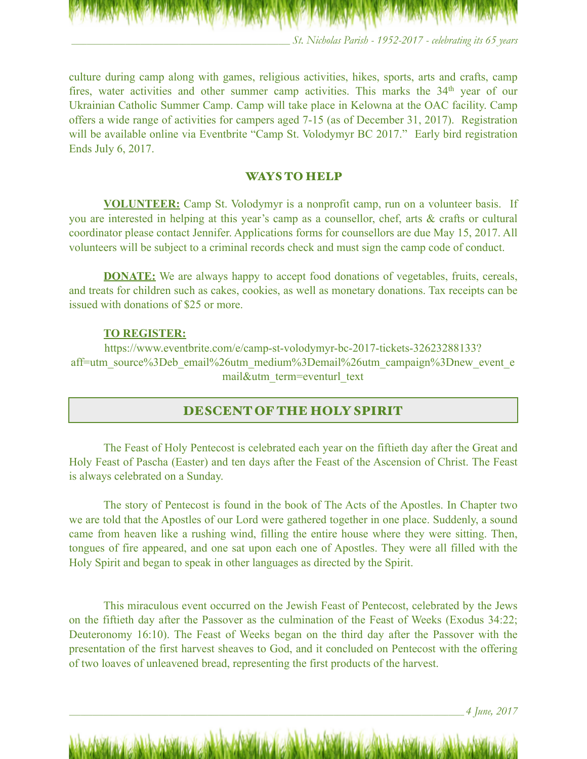culture during camp along with games, religious activities, hikes, sports, arts and crafts, camp fires, water activities and other summer camp activities. This marks the 34th year of our Ukrainian Catholic Summer Camp. Camp will take place in Kelowna at the OAC facility. Camp offers a wide range of activities for campers aged 7-15 (as of December 31, 2017). Registration will be available online via Eventbrite "Camp St. Volodymyr BC 2017." Early bird registration Ends July 6, 2017.

## WAYS TO HELP

**VOLUNTEER:** Camp St. Volodymyr is a nonprofit camp, run on a volunteer basis. If you are interested in helping at this year's camp as a counsellor, chef, arts & crafts or cultural coordinator please contact Jennifer. Applications forms for counsellors are due May 15, 2017. All volunteers will be subject to a criminal records check and must sign the camp code of conduct.

**DONATE:** We are always happy to accept food donations of vegetables, fruits, cereals, and treats for children such as cakes, cookies, as well as monetary donations. Tax receipts can be issued with donations of $25 or more.

**TO REGISTER:**

https://www.eventbrite.com/e/camp-st-volodymyr-bc-2017-tickets-32623288133?aff=utm_source%3Deb_email%26utm_medium%3Demail%26utm_campaign%3Dnew_event_email&utm_term=eventurl_text

## DESCENT OF THE HOLY SPIRIT

The Feast of Holy Pentecost is celebrated each year on the fiftieth day after the Great and Holy Feast of Pascha (Easter) and ten days after the Feast of the Ascension of Christ. The Feast is always celebrated on a Sunday.

The story of Pentecost is found in the book of The Acts of the Apostles. In Chapter two we are told that the Apostles of our Lord were gathered together in one place. Suddenly, a sound came from heaven like a rushing wind, filling the entire house where they were sitting. Then, tongues of fire appeared, and one sat upon each one of Apostles. They were all filled with the Holy Spirit and began to speak in other languages as directed by the Spirit.

This miraculous event occurred on the Jewish Feast of Pentecost, celebrated by the Jews on the fiftieth day after the Passover as the culmination of the Feast of Weeks (Exodus 34:22; Deuteronomy 16:10). The Feast of Weeks began on the third day after the Passover with the presentation of the first harvest sheaves to God, and it concluded on Pentecost with the offering of two loaves of unleavened bread, representing the first products of the harvest.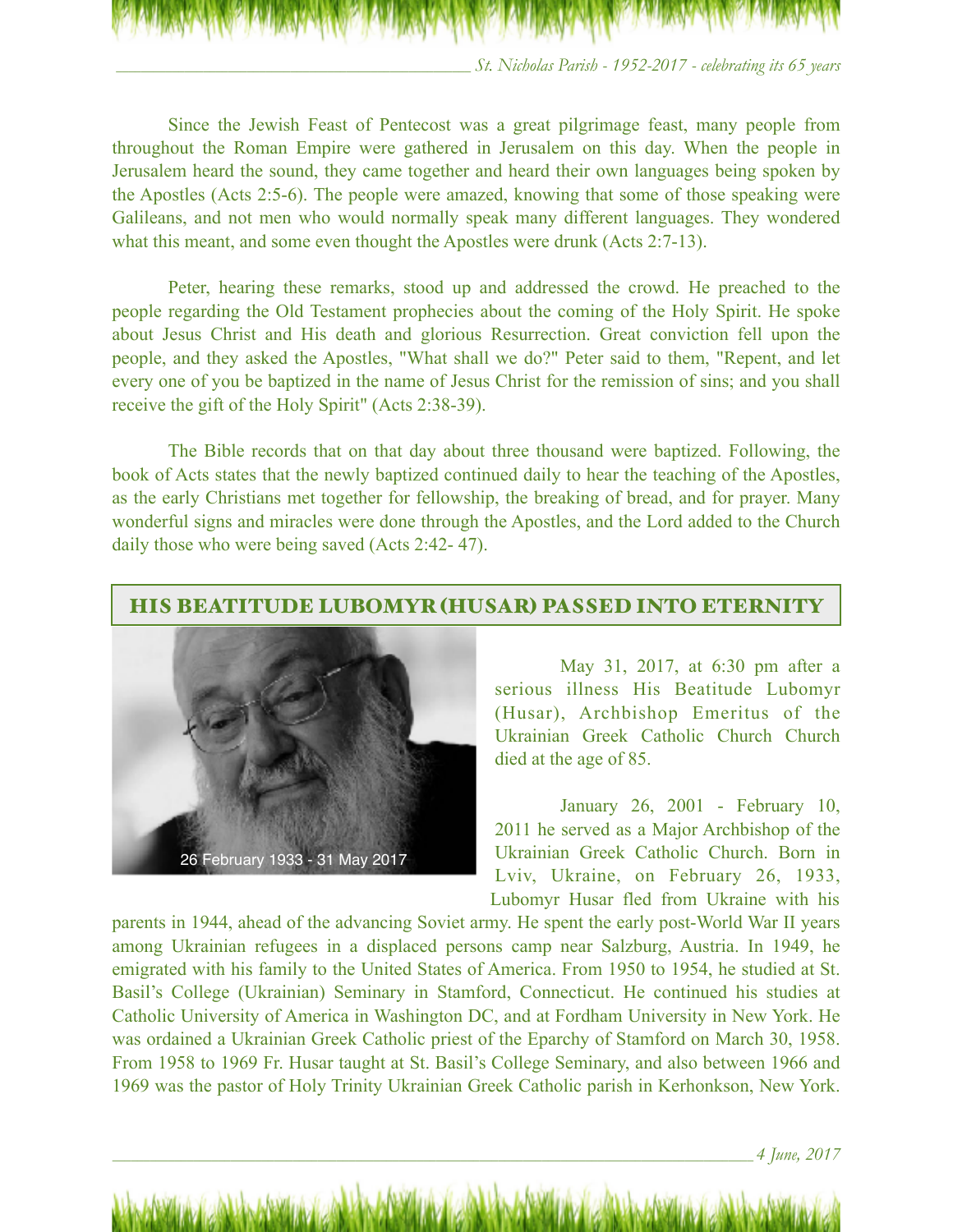Since the Jewish Feast of Pentecost was a great pilgrimage feast, many people from throughout the Roman Empire were gathered in Jerusalem on this day. When the people in Jerusalem heard the sound, they came together and heard their own languages being spoken by the Apostles (Acts 2:5-6). The people were amazed, knowing that some of those speaking were Galileans, and not men who would normally speak many different languages. They wondered what this meant, and some even thought the Apostles were drunk (Acts 2:7-13).

Peter, hearing these remarks, stood up and addressed the crowd. He preached to the people regarding the Old Testament prophecies about the coming of the Holy Spirit. He spoke about Jesus Christ and His death and glorious Resurrection. Great conviction fell upon the people, and they asked the Apostles, "What shall we do?" Peter said to them, "Repent, and let every one of you be baptized in the name of Jesus Christ for the remission of sins; and you shall receive the gift of the Holy Spirit" (Acts 2:38-39).

The Bible records that on that day about three thousand were baptized. Following, the book of Acts states that the newly baptized continued daily to hear the teaching of the Apostles, as the early Christians met together for fellowship, the breaking of bread, and for prayer. Many wonderful signs and miracles were done through the Apostles, and the Lord added to the Church daily those who were being saved (Acts 2:42- 47).

## HIS BEATITUDE LUBOMYR (HUSAR) PASSED INTO ETERNITY

26 February 1933 - 31 May 2017

May 31, 2017, at 6:30 pm after a serious illness His Beatitude Lubomyr (Husar), Archbishop Emeritus of the Ukrainian Greek Catholic Church Church died at the age of 85.

January 26, 2001 - February 10, 2011 he served as a Major Archbishop of the Ukrainian Greek Catholic Church. Born in Lviv, Ukraine, on February 26, 1933, Lubomyr Husar fled from Ukraine with his parents in 1944, ahead of the advancing Soviet army. He spent the early post-World War II years among Ukrainian refugees in a displaced persons camp near Salzburg, Austria. In 1949, he emigrated with his family to the United States of America. From 1950 to 1954, he studied at St. Basil's College (Ukrainian) Seminary in Stamford, Connecticut. He continued his studies at Catholic University of America in Washington DC, and at Fordham University in New York. He was ordained a Ukrainian Greek Catholic priest of the Eparchy of Stamford on March 30, 1958. From 1958 to 1969 Fr. Husar taught at St. Basil's College Seminary, and also between 1966 and 1969 was the pastor of Holy Trinity Ukrainian Greek Catholic parish in Kerhonkson, New York.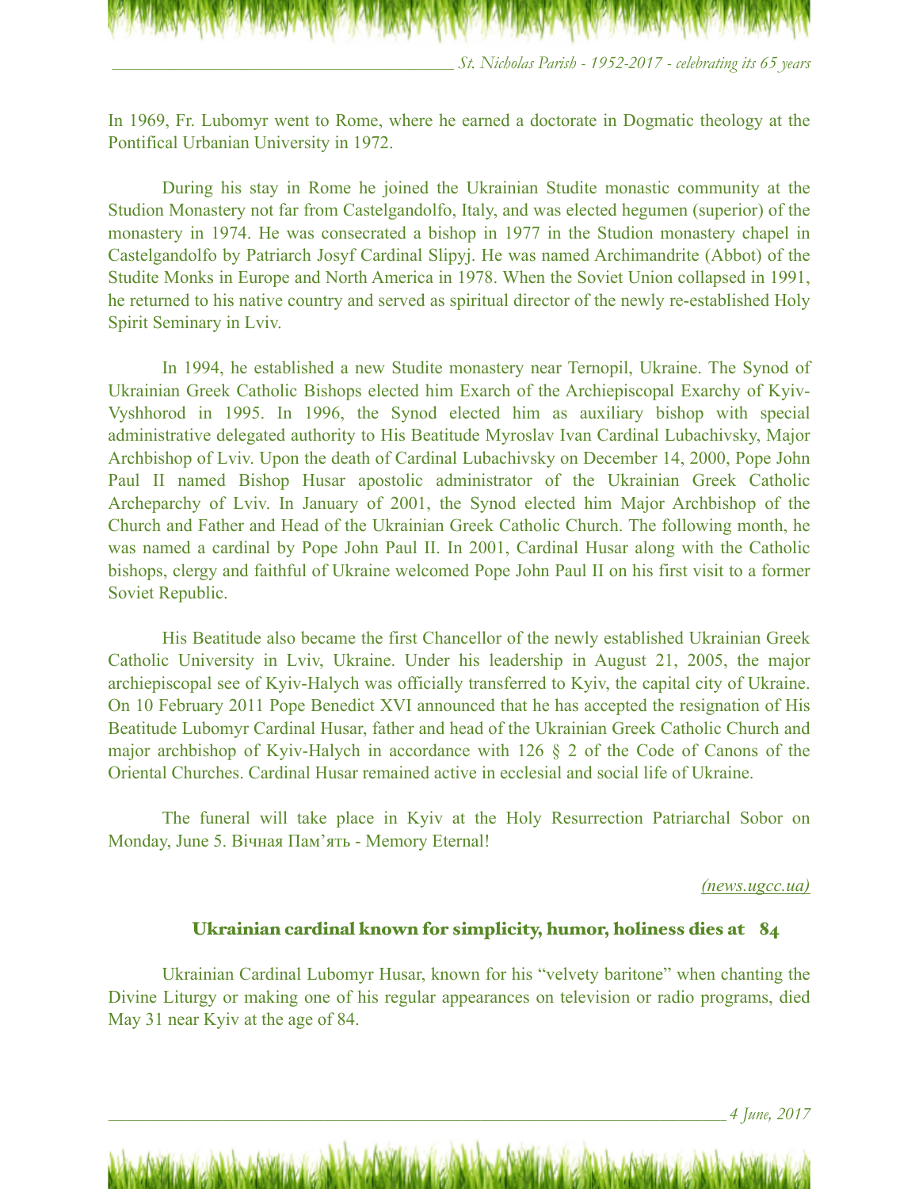In 1969, Fr. Lubomyr went to Rome, where he earned a doctorate in Dogmatic theology at the Pontifical Urbanian University in 1972.

During his stay in Rome he joined the Ukrainian Studite monastic community at the Studion Monastery not far from Castelgandolfo, Italy, and was elected hegumen (superior) of the monastery in 1974. He was consecrated a bishop in 1977 in the Studion monastery chapel in Castelgandolfo by Patriarch Josyf Cardinal Slipyj. He was named Archimandrite (Abbot) of the Studite Monks in Europe and North America in 1978. When the Soviet Union collapsed in 1991, he returned to his native country and served as spiritual director of the newly re-established Holy Spirit Seminary in Lviv.

In 1994, he established a new Studite monastery near Ternopil, Ukraine. The Synod of Ukrainian Greek Catholic Bishops elected him Exarch of the Archiepiscopal Exarchy of Kyiv-Vyshhorod in 1995. In 1996, the Synod elected him as auxiliary bishop with special administrative delegated authority to His Beatitude Myroslav Ivan Cardinal Lubachivsky, Major Archbishop of Lviv. Upon the death of Cardinal Lubachivsky on December 14, 2000, Pope John Paul II named Bishop Husar apostolic administrator of the Ukrainian Greek Catholic Archeparchy of Lviv. In January of 2001, the Synod elected him Major Archbishop of the Church and Father and Head of the Ukrainian Greek Catholic Church. The following month, he was named a cardinal by Pope John Paul II. In 2001, Cardinal Husar along with the Catholic bishops, clergy and faithful of Ukraine welcomed Pope John Paul II on his first visit to a former Soviet Republic.

His Beatitude also became the first Chancellor of the newly established Ukrainian Greek Catholic University in Lviv, Ukraine. Under his leadership in August 21, 2005, the major archiepiscopal see of Kyiv-Halych was officially transferred to Kyiv, the capital city of Ukraine. On 10 February 2011 Pope Benedict XVI announced that he has accepted the resignation of His Beatitude Lubomyr Cardinal Husar, father and head of the Ukrainian Greek Catholic Church and major archbishop of Kyiv-Halych in accordance with 126 § 2 of the Code of Canons of the Oriental Churches. Cardinal Husar remained active in ecclesial and social life of Ukraine.

The funeral will take place in Kyiv at the Holy Resurrection Patriarchal Sobor on Monday, June 5. Вічная Пам'ять - Memory Eternal!

*(news.ugcc.ua)*

## Ukrainian cardinal known for simplicity, humor, holiness dies at 84

Ukrainian Cardinal Lubomyr Husar, known for his "velvety baritone" when chanting the Divine Liturgy or making one of his regular appearances on television or radio programs, died May 31 near Kyiv at the age of 84.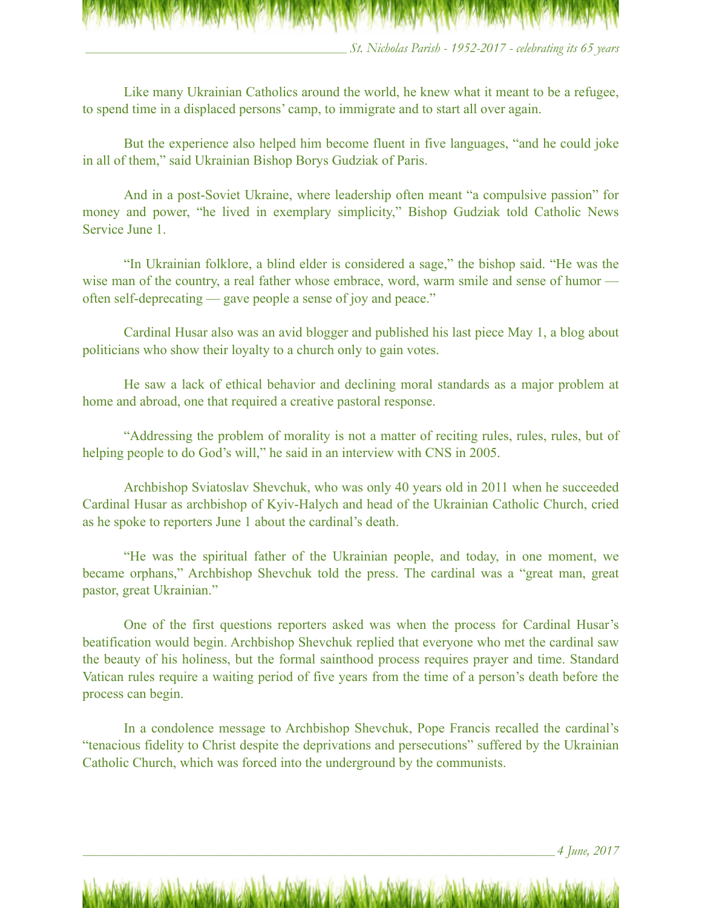Like many Ukrainian Catholics around the world, he knew what it meant to be a refugee, to spend time in a displaced persons' camp, to immigrate and to start all over again.

But the experience also helped him become fluent in five languages, "and he could joke in all of them," said Ukrainian Bishop Borys Gudziak of Paris.

And in a post-Soviet Ukraine, where leadership often meant "a compulsive passion" for money and power, "he lived in exemplary simplicity," Bishop Gudziak told Catholic News Service June 1.

"In Ukrainian folklore, a blind elder is considered a sage," the bishop said. "He was the wise man of the country, a real father whose embrace, word, warm smile and sense of humor — often self-deprecating — gave people a sense of joy and peace."

Cardinal Husar also was an avid blogger and published his last piece May 1, a blog about politicians who show their loyalty to a church only to gain votes.

He saw a lack of ethical behavior and declining moral standards as a major problem at home and abroad, one that required a creative pastoral response.

"Addressing the problem of morality is not a matter of reciting rules, rules, rules, but of helping people to do God's will," he said in an interview with CNS in 2005.

Archbishop Sviatoslav Shevchuk, who was only 40 years old in 2011 when he succeeded Cardinal Husar as archbishop of Kyiv-Halych and head of the Ukrainian Catholic Church, cried as he spoke to reporters June 1 about the cardinal's death.

"He was the spiritual father of the Ukrainian people, and today, in one moment, we became orphans," Archbishop Shevchuk told the press. The cardinal was a "great man, great pastor, great Ukrainian."

One of the first questions reporters asked was when the process for Cardinal Husar's beatification would begin. Archbishop Shevchuk replied that everyone who met the cardinal saw the beauty of his holiness, but the formal sainthood process requires prayer and time. Standard Vatican rules require a waiting period of five years from the time of a person's death before the process can begin.

In a condolence message to Archbishop Shevchuk, Pope Francis recalled the cardinal's "tenacious fidelity to Christ despite the deprivations and persecutions" suffered by the Ukrainian Catholic Church, which was forced into the underground by the communists.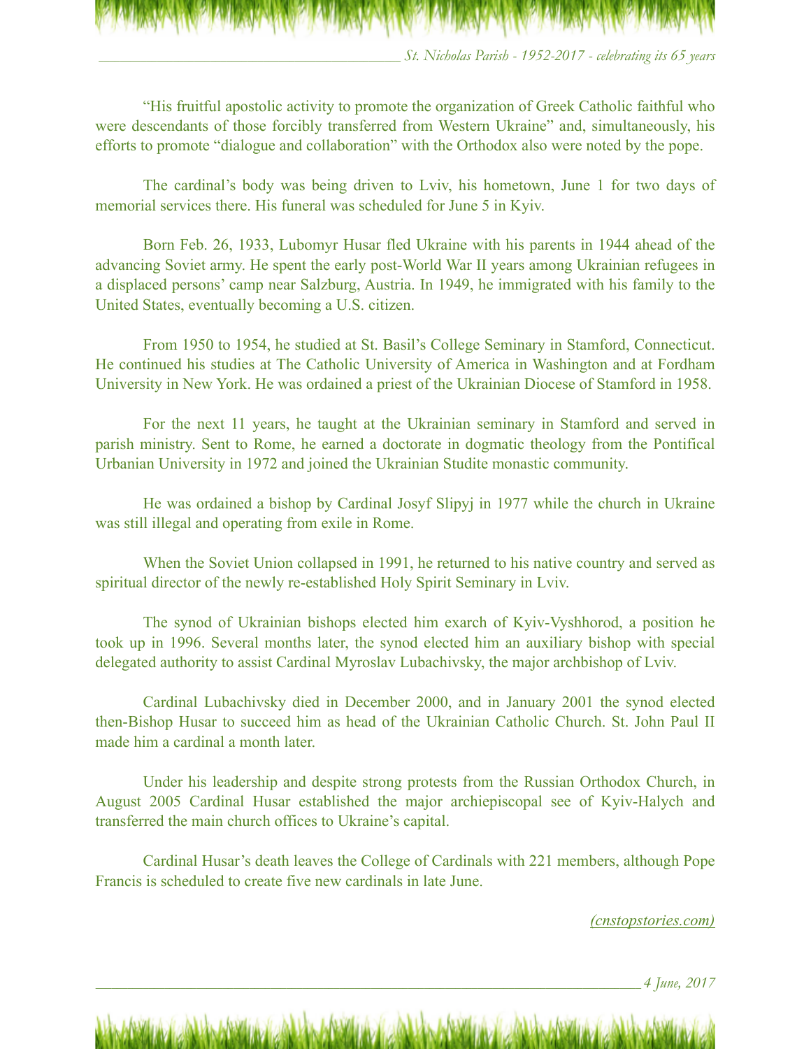"His fruitful apostolic activity to promote the organization of Greek Catholic faithful who were descendants of those forcibly transferred from Western Ukraine" and, simultaneously, his efforts to promote "dialogue and collaboration" with the Orthodox also were noted by the pope.

The cardinal's body was being driven to Lviv, his hometown, June 1 for two days of memorial services there. His funeral was scheduled for June 5 in Kyiv.

Born Feb. 26, 1933, Lubomyr Husar fled Ukraine with his parents in 1944 ahead of the advancing Soviet army. He spent the early post-World War II years among Ukrainian refugees in a displaced persons' camp near Salzburg, Austria. In 1949, he immigrated with his family to the United States, eventually becoming a U.S. citizen.

From 1950 to 1954, he studied at St. Basil's College Seminary in Stamford, Connecticut. He continued his studies at The Catholic University of America in Washington and at Fordham University in New York. He was ordained a priest of the Ukrainian Diocese of Stamford in 1958.

For the next 11 years, he taught at the Ukrainian seminary in Stamford and served in parish ministry. Sent to Rome, he earned a doctorate in dogmatic theology from the Pontifical Urbanian University in 1972 and joined the Ukrainian Studite monastic community.

He was ordained a bishop by Cardinal Josyf Slipyj in 1977 while the church in Ukraine was still illegal and operating from exile in Rome.

When the Soviet Union collapsed in 1991, he returned to his native country and served as spiritual director of the newly re-established Holy Spirit Seminary in Lviv.

The synod of Ukrainian bishops elected him exarch of Kyiv-Vyshhorod, a position he took up in 1996. Several months later, the synod elected him an auxiliary bishop with special delegated authority to assist Cardinal Myroslav Lubachivsky, the major archbishop of Lviv.

Cardinal Lubachivsky died in December 2000, and in January 2001 the synod elected then-Bishop Husar to succeed him as head of the Ukrainian Catholic Church. St. John Paul II made him a cardinal a month later.

Under his leadership and despite strong protests from the Russian Orthodox Church, in August 2005 Cardinal Husar established the major archiepiscopal see of Kyiv-Halych and transferred the main church offices to Ukraine's capital.

Cardinal Husar's death leaves the College of Cardinals with 221 members, although Pope Francis is scheduled to create five new cardinals in late June.

*(cnstopstories.com)*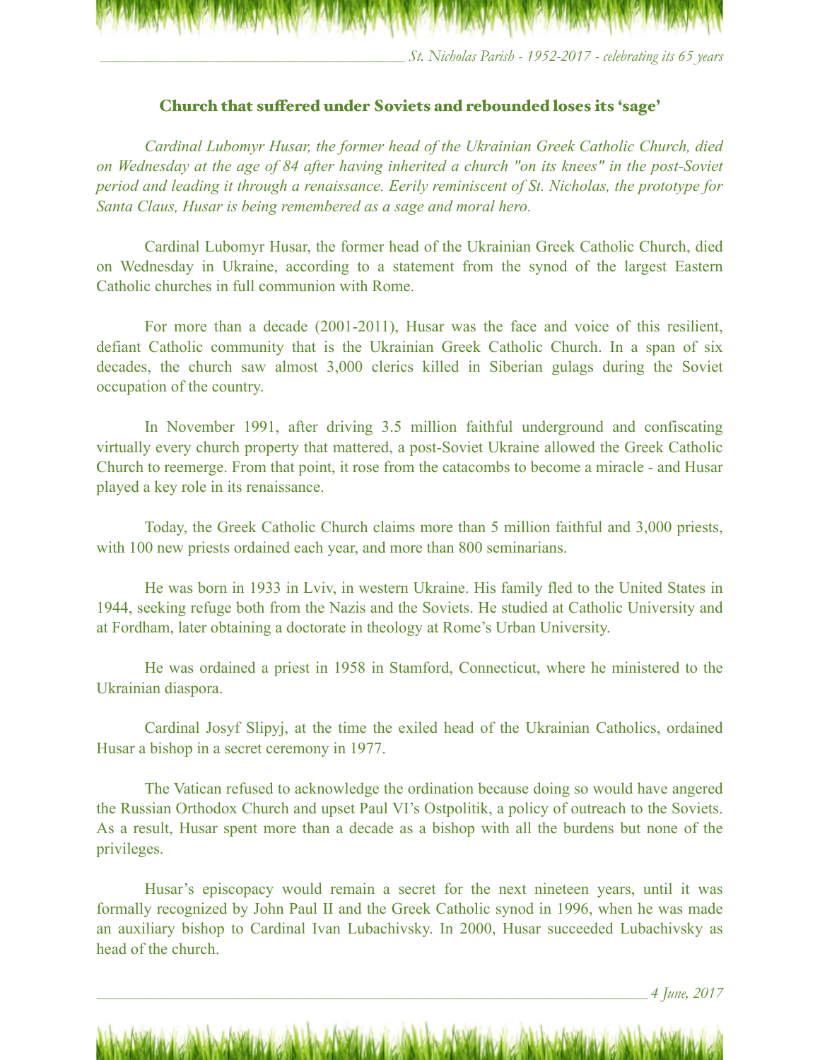## Church that suffered under Soviets and rebounded loses its 'sage'

*Cardinal Lubomyr Husar, the former head of the Ukrainian Greek Catholic Church, died on Wednesday at the age of 84 after having inherited a church "on its knees" in the post-Soviet period and leading it through a renaissance. Eerily reminiscent of St. Nicholas, the prototype for Santa Claus, Husar is being remembered as a sage and moral hero.*

Cardinal Lubomyr Husar, the former head of the Ukrainian Greek Catholic Church, died on Wednesday in Ukraine, according to a statement from the synod of the largest Eastern Catholic churches in full communion with Rome.

For more than a decade (2001-2011), Husar was the face and voice of this resilient, defiant Catholic community that is the Ukrainian Greek Catholic Church. In a span of six decades, the church saw almost 3,000 clerics killed in Siberian gulags during the Soviet occupation of the country.

In November 1991, after driving 3.5 million faithful underground and confiscating virtually every church property that mattered, a post-Soviet Ukraine allowed the Greek Catholic Church to reemerge. From that point, it rose from the catacombs to become a miracle - and Husar played a key role in its renaissance.

Today, the Greek Catholic Church claims more than 5 million faithful and 3,000 priests, with 100 new priests ordained each year, and more than 800 seminarians.

He was born in 1933 in Lviv, in western Ukraine. His family fled to the United States in 1944, seeking refuge both from the Nazis and the Soviets. He studied at Catholic University and at Fordham, later obtaining a doctorate in theology at Rome's Urban University.

He was ordained a priest in 1958 in Stamford, Connecticut, where he ministered to the Ukrainian diaspora.

Cardinal Josyf Slipyj, at the time the exiled head of the Ukrainian Catholics, ordained Husar a bishop in a secret ceremony in 1977.

The Vatican refused to acknowledge the ordination because doing so would have angered the Russian Orthodox Church and upset Paul VI's Ostpolitik, a policy of outreach to the Soviets. As a result, Husar spent more than a decade as a bishop with all the burdens but none of the privileges.

Husar's episcopacy would remain a secret for the next nineteen years, until it was formally recognized by John Paul II and the Greek Catholic synod in 1996, when he was made an auxiliary bishop to Cardinal Ivan Lubachivsky. In 2000, Husar succeeded Lubachivsky as head of the church.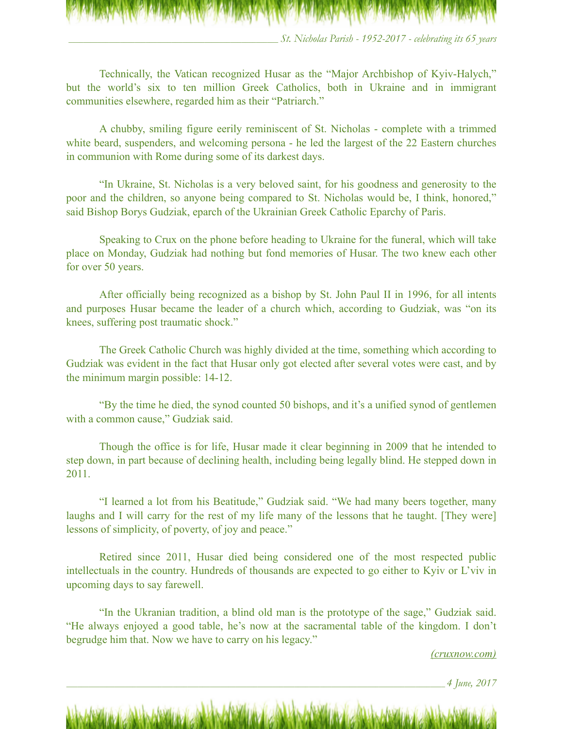Technically, the Vatican recognized Husar as the "Major Archbishop of Kyiv-Halych," but the world's six to ten million Greek Catholics, both in Ukraine and in immigrant communities elsewhere, regarded him as their "Patriarch."

A chubby, smiling figure eerily reminiscent of St. Nicholas - complete with a trimmed white beard, suspenders, and welcoming persona - he led the largest of the 22 Eastern churches in communion with Rome during some of its darkest days.

"In Ukraine, St. Nicholas is a very beloved saint, for his goodness and generosity to the poor and the children, so anyone being compared to St. Nicholas would be, I think, honored," said Bishop Borys Gudziak, eparch of the Ukrainian Greek Catholic Eparchy of Paris.

Speaking to Crux on the phone before heading to Ukraine for the funeral, which will take place on Monday, Gudziak had nothing but fond memories of Husar. The two knew each other for over 50 years.

After officially being recognized as a bishop by St. John Paul II in 1996, for all intents and purposes Husar became the leader of a church which, according to Gudziak, was "on its knees, suffering post traumatic shock."

The Greek Catholic Church was highly divided at the time, something which according to Gudziak was evident in the fact that Husar only got elected after several votes were cast, and by the minimum margin possible: 14-12.

"By the time he died, the synod counted 50 bishops, and it's a unified synod of gentlemen with a common cause," Gudziak said.

Though the office is for life, Husar made it clear beginning in 2009 that he intended to step down, in part because of declining health, including being legally blind. He stepped down in 2011.

"I learned a lot from his Beatitude," Gudziak said. "We had many beers together, many laughs and I will carry for the rest of my life many of the lessons that he taught. [They were] lessons of simplicity, of poverty, of joy and peace."

Retired since 2011, Husar died being considered one of the most respected public intellectuals in the country. Hundreds of thousands are expected to go either to Kyiv or L'viv in upcoming days to say farewell.

"In the Ukranian tradition, a blind old man is the prototype of the sage," Gudziak said. "He always enjoyed a good table, he's now at the sacramental table of the kingdom. I don't begrudge him that. Now we have to carry on his legacy."

*(cruxnow.com)*